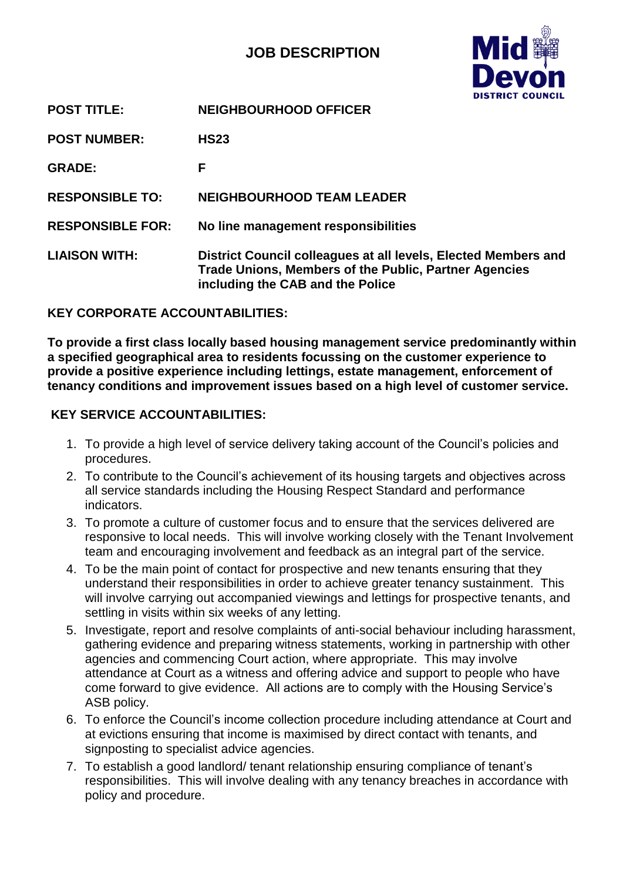# JOB DESCRIPTION

| | |
|---|---|
| **POST TITLE:** | **NEIGHBOURHOOD OFFICER** |
| **POST NUMBER:** | **HS23** |
| **GRADE:** | **F** |
| **RESPONSIBLE TO:** | **NEIGHBOURHOOD TEAM LEADER** |
| **RESPONSIBLE FOR:** | **No line management responsibilities** |
| **LIAISON WITH:** | **District Council colleagues at all levels, Elected Members and Trade Unions, Members of the Public, Partner Agencies including the CAB and the Police** |

## KEY CORPORATE ACCOUNTABILITIES:

**To provide a first class locally based housing management service predominantly within a specified geographical area to residents focussing on the customer experience to provide a positive experience including lettings, estate management, enforcement of tenancy conditions and improvement issues based on a high level of customer service.**

## KEY SERVICE ACCOUNTABILITIES:

1. To provide a high level of service delivery taking account of the Council's policies and procedures.
2. To contribute to the Council's achievement of its housing targets and objectives across all service standards including the Housing Respect Standard and performance indicators.
3. To promote a culture of customer focus and to ensure that the services delivered are responsive to local needs. This will involve working closely with the Tenant Involvement team and encouraging involvement and feedback as an integral part of the service.
4. To be the main point of contact for prospective and new tenants ensuring that they understand their responsibilities in order to achieve greater tenancy sustainment. This will involve carrying out accompanied viewings and lettings for prospective tenants, and settling in visits within six weeks of any letting.
5. Investigate, report and resolve complaints of anti-social behaviour including harassment, gathering evidence and preparing witness statements, working in partnership with other agencies and commencing Court action, where appropriate. This may involve attendance at Court as a witness and offering advice and support to people who have come forward to give evidence. All actions are to comply with the Housing Service's ASB policy.
6. To enforce the Council's income collection procedure including attendance at Court and at evictions ensuring that income is maximised by direct contact with tenants, and signposting to specialist advice agencies.
7. To establish a good landlord/ tenant relationship ensuring compliance of tenant's responsibilities. This will involve dealing with any tenancy breaches in accordance with policy and procedure.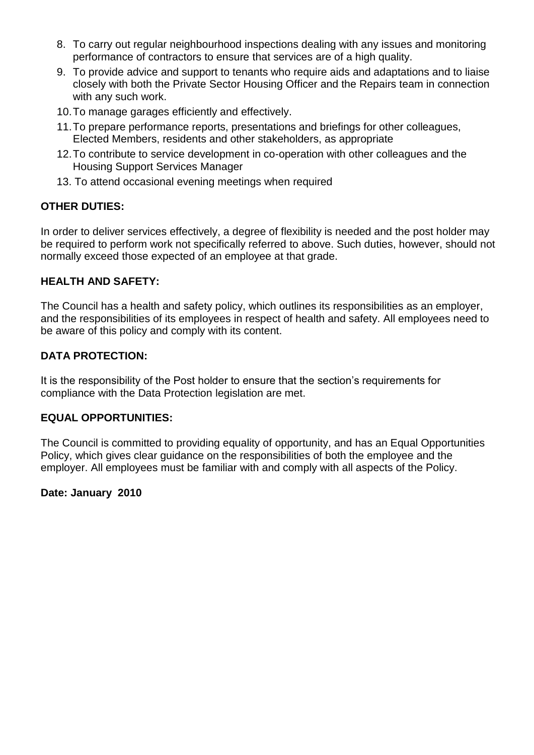8. To carry out regular neighbourhood inspections dealing with any issues and monitoring performance of contractors to ensure that services are of a high quality.
9. To provide advice and support to tenants who require aids and adaptations and to liaise closely with both the Private Sector Housing Officer and the Repairs team in connection with any such work.
10. To manage garages efficiently and effectively.
11. To prepare performance reports, presentations and briefings for other colleagues, Elected Members, residents and other stakeholders, as appropriate
12. To contribute to service development in co-operation with other colleagues and the Housing Support Services Manager
13. To attend occasional evening meetings when required

**OTHER DUTIES:**

In order to deliver services effectively, a degree of flexibility is needed and the post holder may be required to perform work not specifically referred to above. Such duties, however, should not normally exceed those expected of an employee at that grade.

**HEALTH AND SAFETY:**

The Council has a health and safety policy, which outlines its responsibilities as an employer, and the responsibilities of its employees in respect of health and safety. All employees need to be aware of this policy and comply with its content.

**DATA PROTECTION:**

It is the responsibility of the Post holder to ensure that the section's requirements for compliance with the Data Protection legislation are met.

**EQUAL OPPORTUNITIES:**

The Council is committed to providing equality of opportunity, and has an Equal Opportunities Policy, which gives clear guidance on the responsibilities of both the employee and the employer. All employees must be familiar with and comply with all aspects of the Policy.

**Date: January 2010**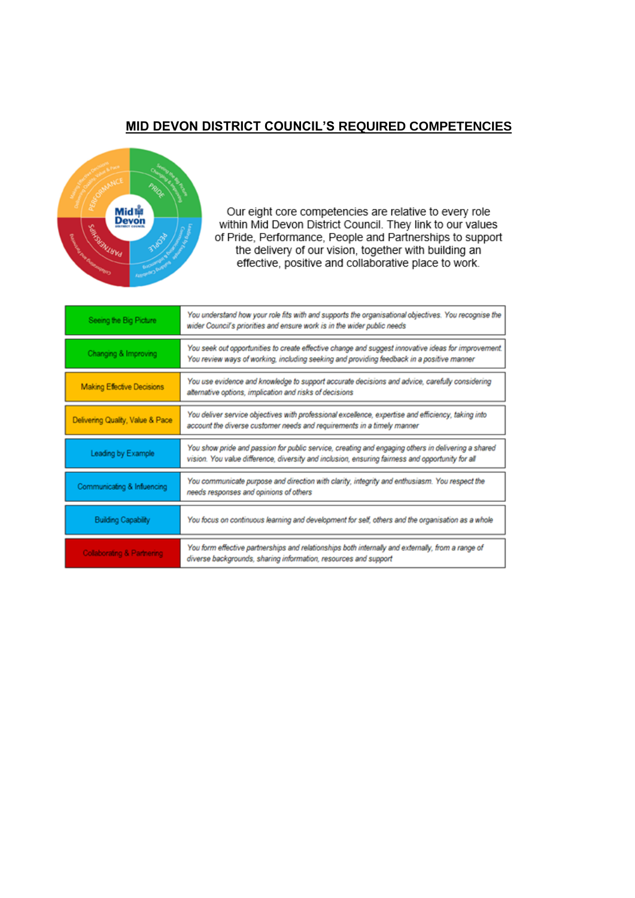# MID DEVON DISTRICT COUNCIL'S REQUIRED COMPETENCIES

Our eight core competencies are relative to every role within Mid Devon District Council. They link to our values of Pride, Performance, People and Partnerships to support the delivery of our vision, together with building an effective, positive and collaborative place to work.

| Competency | Description |
|---|---|
| Seeing the Big Picture | *You understand how your role fits with and supports the organisational objectives. You recognise the wider Council's priorities and ensure work is in the wider public needs* |
| Changing & Improving | *You seek out opportunities to create effective change and suggest innovative ideas for improvement. You review ways of working, including seeking and providing feedback in a positive manner* |
| Making Effective Decisions | *You use evidence and knowledge to support accurate decisions and advice, carefully considering alternative options, implication and risks of decisions* |
| Delivering Quality, Value & Pace | *You deliver service objectives with professional excellence, expertise and efficiency, taking into account the diverse customer needs and requirements in a timely manner* |
| Leading by Example | *You show pride and passion for public service, creating and engaging others in delivering a shared vision. You value difference, diversity and inclusion, ensuring fairness and opportunity for all* |
| Communicating & Influencing | *You communicate purpose and direction with clarity, integrity and enthusiasm. You respect the needs responses and opinions of others* |
| Building Capability | *You focus on continuous learning and development for self, others and the organisation as a whole* |
| Collaborating & Partnering | *You form effective partnerships and relationships both internally and externally, from a range of diverse backgrounds, sharing information, resources and support* |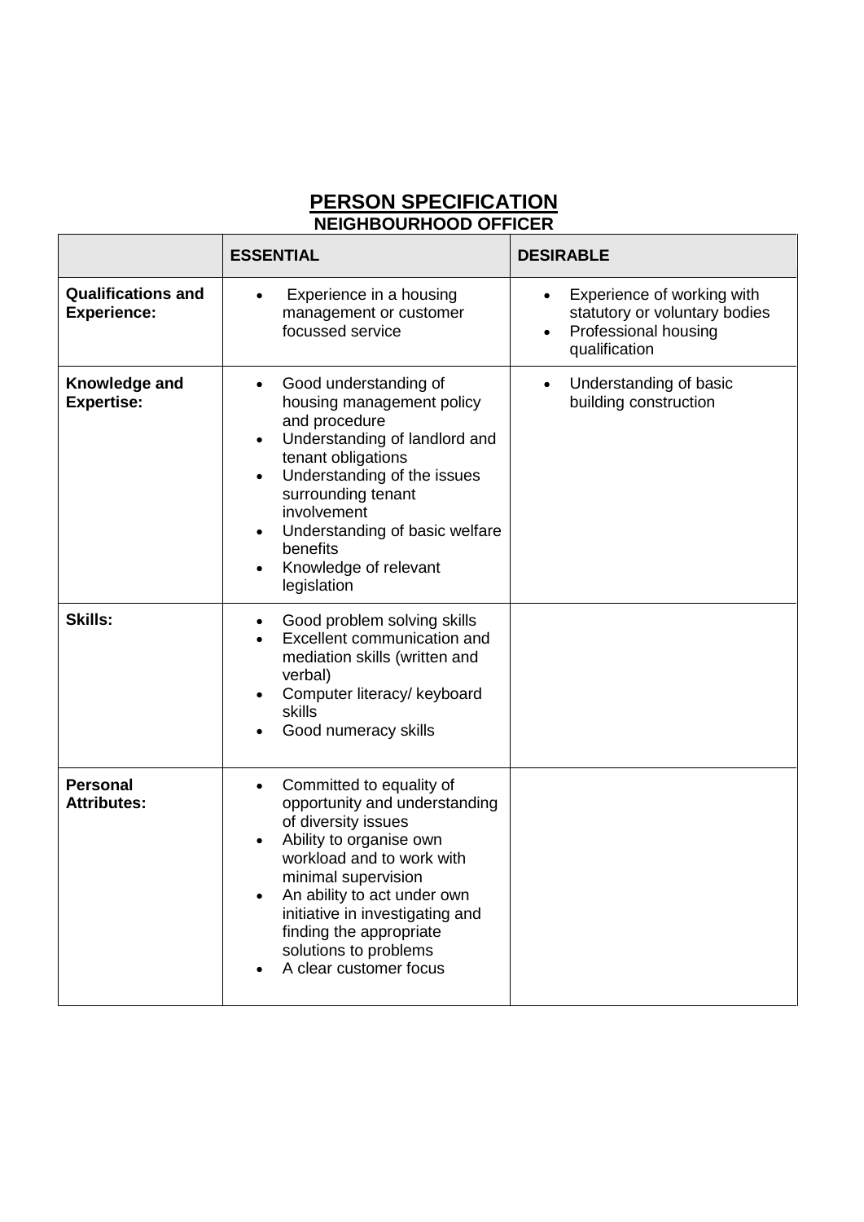# PERSON SPECIFICATION

## NEIGHBOURHOOD OFFICER

| | ESSENTIAL | DESIRABLE |
|---|---|---|
| **Qualifications and Experience:** | • Experience in a housing management or customer focussed service | • Experience of working with statutory or voluntary bodies<br>• Professional housing qualification |
| **Knowledge and Expertise:** | • Good understanding of housing management policy and procedure<br>• Understanding of landlord and tenant obligations<br>• Understanding of the issues surrounding tenant involvement<br>• Understanding of basic welfare benefits<br>• Knowledge of relevant legislation | • Understanding of basic building construction |
| **Skills:** | • Good problem solving skills<br>• Excellent communication and mediation skills (written and verbal)<br>• Computer literacy/ keyboard skills<br>• Good numeracy skills | |
| **Personal Attributes:** | • Committed to equality of opportunity and understanding of diversity issues<br>• Ability to organise own workload and to work with minimal supervision<br>• An ability to act under own initiative in investigating and finding the appropriate solutions to problems<br>• A clear customer focus | |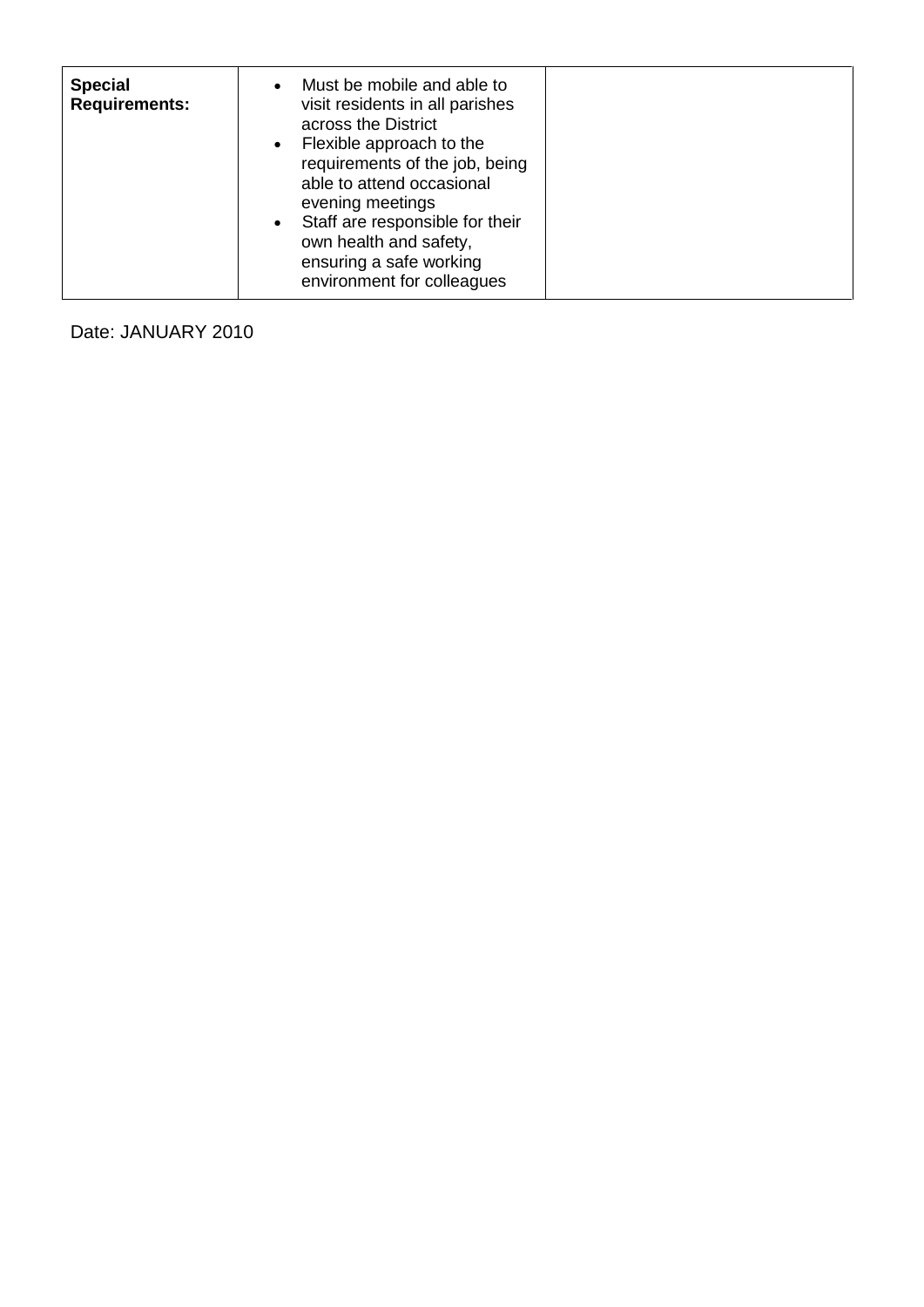| | | |
|---|---|---|
| **Special Requirements:** | • Must be mobile and able to visit residents in all parishes across the District<br>• Flexible approach to the requirements of the job, being able to attend occasional evening meetings<br>• Staff are responsible for their own health and safety, ensuring a safe working environment for colleagues | |

Date: JANUARY 2010